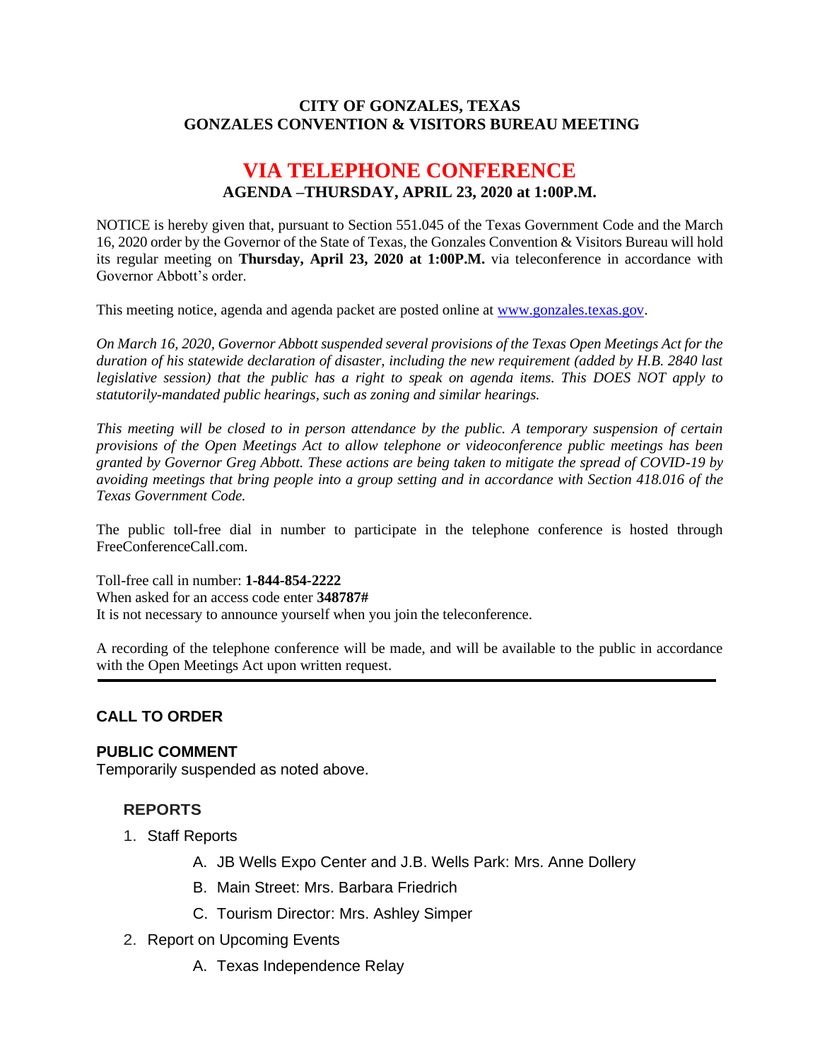**CITY OF GONZALES, TEXAS**
**GONZALES CONVENTION & VISITORS BUREAU MEETING**

# VIA TELEPHONE CONFERENCE

**AGENDA –THURSDAY, APRIL 23, 2020 at 1:00P.M.**

NOTICE is hereby given that, pursuant to Section 551.045 of the Texas Government Code and the March 16, 2020 order by the Governor of the State of Texas, the Gonzales Convention & Visitors Bureau will hold its regular meeting on **Thursday, April 23, 2020 at 1:00P.M.** via teleconference in accordance with Governor Abbott's order.

This meeting notice, agenda and agenda packet are posted online at [www.gonzales.texas.gov](www.gonzales.texas.gov).

*On March 16, 2020, Governor Abbott suspended several provisions of the Texas Open Meetings Act for the duration of his statewide declaration of disaster, including the new requirement (added by H.B. 2840 last legislative session) that the public has a right to speak on agenda items. This DOES NOT apply to statutorily-mandated public hearings, such as zoning and similar hearings.*

*This meeting will be closed to in person attendance by the public. A temporary suspension of certain provisions of the Open Meetings Act to allow telephone or videoconference public meetings has been granted by Governor Greg Abbott. These actions are being taken to mitigate the spread of COVID-19 by avoiding meetings that bring people into a group setting and in accordance with Section 418.016 of the Texas Government Code.*

The public toll-free dial in number to participate in the telephone conference is hosted through FreeConferenceCall.com.

Toll-free call in number: **1-844-854-2222**
When asked for an access code enter **348787#**
It is not necessary to announce yourself when you join the teleconference.

A recording of the telephone conference will be made, and will be available to the public in accordance with the Open Meetings Act upon written request.

---

**CALL TO ORDER**

**PUBLIC COMMENT**
Temporarily suspended as noted above.

**REPORTS**

1. Staff Reports
   - A. JB Wells Expo Center and J.B. Wells Park: Mrs. Anne Dollery
   - B. Main Street: Mrs. Barbara Friedrich
   - C. Tourism Director: Mrs. Ashley Simper
2. Report on Upcoming Events
   - A. Texas Independence Relay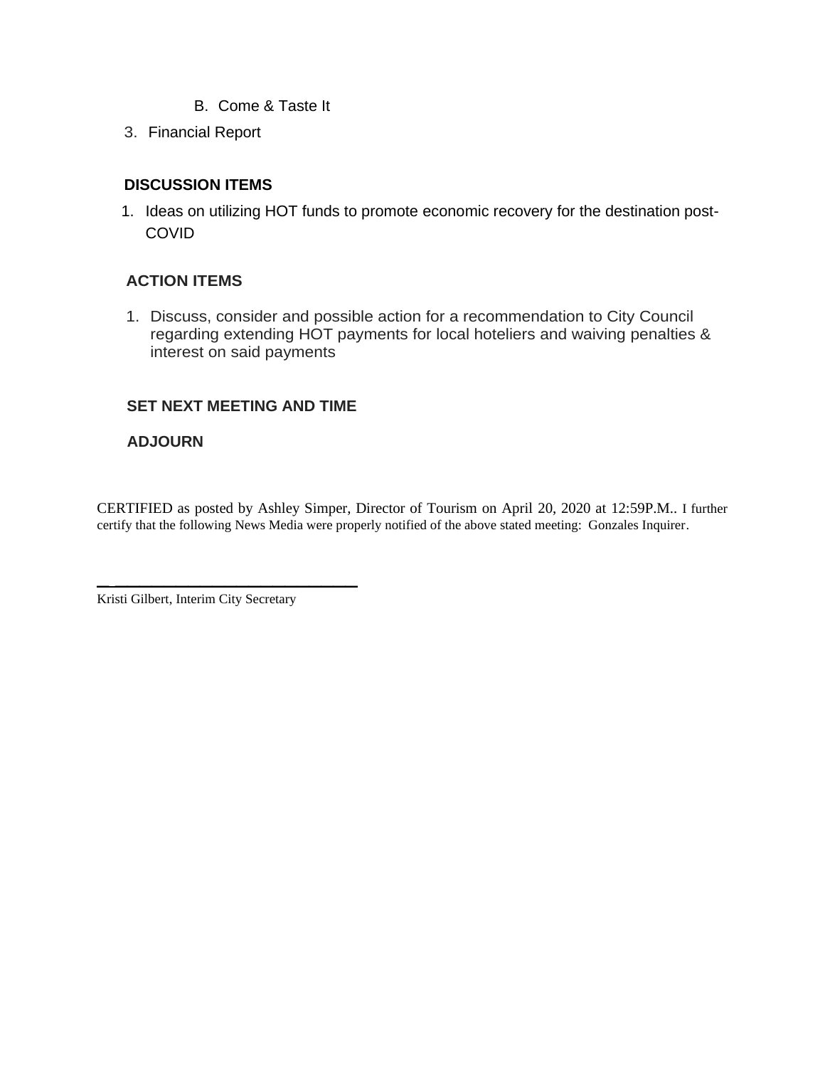B. Come & Taste It

3. Financial Report

**DISCUSSION ITEMS**

1. Ideas on utilizing HOT funds to promote economic recovery for the destination post-COVID

**ACTION ITEMS**

1. Discuss, consider and possible action for a recommendation to City Council regarding extending HOT payments for local hoteliers and waiving penalties & interest on said payments

**SET NEXT MEETING AND TIME**

**ADJOURN**

CERTIFIED as posted by Ashley Simper, Director of Tourism on April 20, 2020 at 12:59P.M.. I further certify that the following News Media were properly notified of the above stated meeting: Gonzales Inquirer.

\_\_\_\_\_\_\_\_\_\_\_\_\_\_\_\_\_\_\_\_\_\_\_\_\_\_\_\_\_\_\_\_

Kristi Gilbert, Interim City Secretary